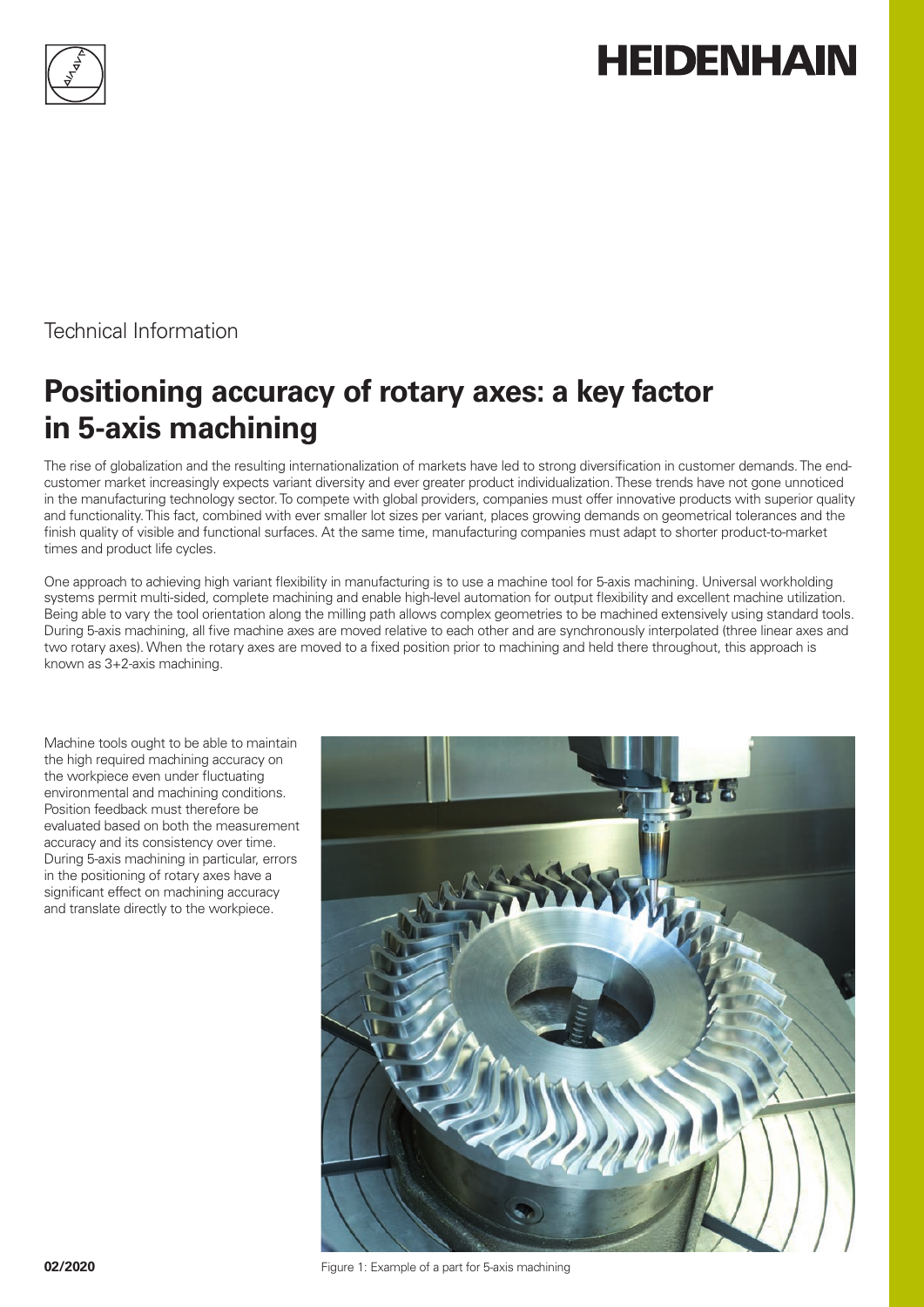HEIDENHAIN

Technical Information

# Positioning accuracy of rotary axes: a key factor in 5-axis machining

The rise of globalization and the resulting internationalization of markets have led to strong diversification in customer demands. The end-customer market increasingly expects variant diversity and ever greater product individualization. These trends have not gone unnoticed in the manufacturing technology sector. To compete with global providers, companies must offer innovative products with superior quality and functionality. This fact, combined with ever smaller lot sizes per variant, places growing demands on geometrical tolerances and the finish quality of visible and functional surfaces. At the same time, manufacturing companies must adapt to shorter product-to-market times and product life cycles.

One approach to achieving high variant flexibility in manufacturing is to use a machine tool for 5-axis machining. Universal workholding systems permit multi-sided, complete machining and enable high-level automation for output flexibility and excellent machine utilization. Being able to vary the tool orientation along the milling path allows complex geometries to be machined extensively using standard tools. During 5-axis machining, all five machine axes are moved relative to each other and are synchronously interpolated (three linear axes and two rotary axes). When the rotary axes are moved to a fixed position prior to machining and held there throughout, this approach is known as 3+2-axis machining.

Machine tools ought to be able to maintain the high required machining accuracy on the workpiece even under fluctuating environmental and machining conditions. Position feedback must therefore be evaluated based on both the measurement accuracy and its consistency over time. During 5-axis machining in particular, errors in the positioning of rotary axes have a significant effect on machining accuracy and translate directly to the workpiece.

Figure 1: Example of a part for 5-axis machining

02/2020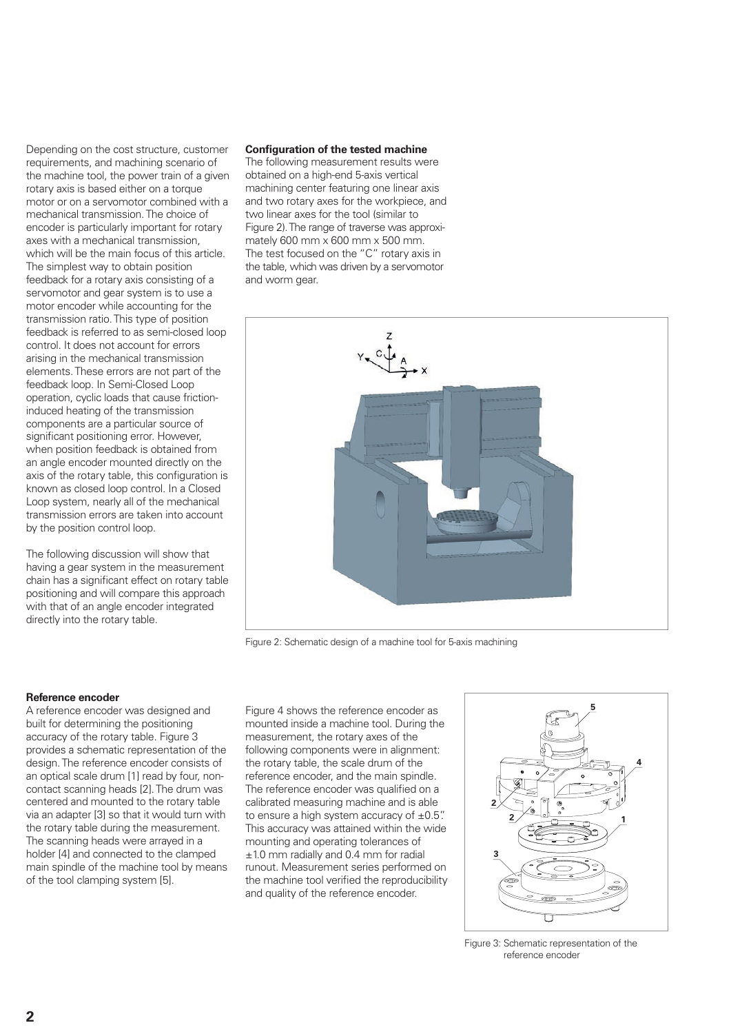Depending on the cost structure, customer requirements, and machining scenario of the machine tool, the power train of a given rotary axis is based either on a torque motor or on a servomotor combined with a mechanical transmission. The choice of encoder is particularly important for rotary axes with a mechanical transmission, which will be the main focus of this article. The simplest way to obtain position feedback for a rotary axis consisting of a servomotor and gear system is to use a motor encoder while accounting for the transmission ratio. This type of position feedback is referred to as semi-closed loop control. It does not account for errors arising in the mechanical transmission elements. These errors are not part of the feedback loop. In Semi-Closed Loop operation, cyclic loads that cause friction-induced heating of the transmission components are a particular source of significant positioning error. However, when position feedback is obtained from an angle encoder mounted directly on the axis of the rotary table, this configuration is known as closed loop control. In a Closed Loop system, nearly all of the mechanical transmission errors are taken into account by the position control loop.

The following discussion will show that having a gear system in the measurement chain has a significant effect on rotary table positioning and will compare this approach with that of an angle encoder integrated directly into the rotary table.

**Configuration of the tested machine**

The following measurement results were obtained on a high-end 5-axis vertical machining center featuring one linear axis and two rotary axes for the workpiece, and two linear axes for the tool (similar to Figure 2). The range of traverse was approximately 600 mm x 600 mm x 500 mm. The test focused on the "C" rotary axis in the table, which was driven by a servomotor and worm gear.

Figure 2: Schematic design of a machine tool for 5-axis machining

**Reference encoder**

A reference encoder was designed and built for determining the positioning accuracy of the rotary table. Figure 3 provides a schematic representation of the design. The reference encoder consists of an optical scale drum [1] read by four, non-contact scanning heads [2]. The drum was centered and mounted to the rotary table via an adapter [3] so that it would turn with the rotary table during the measurement. The scanning heads were arrayed in a holder [4] and connected to the clamped main spindle of the machine tool by means of the tool clamping system [5].

Figure 4 shows the reference encoder as mounted inside a machine tool. During the measurement, the rotary axes of the following components were in alignment: the rotary table, the scale drum of the reference encoder, and the main spindle. The reference encoder was qualified on a calibrated measuring machine and is able to ensure a high system accuracy of ±0.5". This accuracy was attained within the wide mounting and operating tolerances of ±1.0 mm radially and 0.4 mm for radial runout. Measurement series performed on the machine tool verified the reproducibility and quality of the reference encoder.

Figure 3: Schematic representation of the reference encoder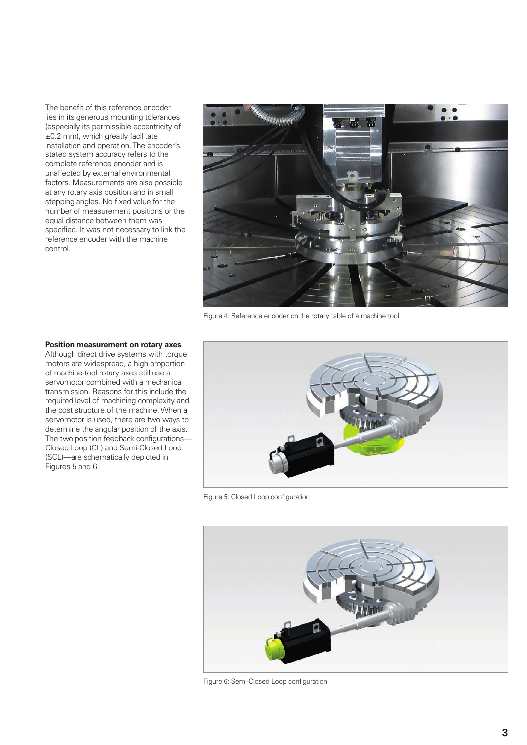The benefit of this reference encoder lies in its generous mounting tolerances (especially its permissible eccentricity of ±0.2 mm), which greatly facilitate installation and operation. The encoder's stated system accuracy refers to the complete reference encoder and is unaffected by external environmental factors. Measurements are also possible at any rotary axis position and in small stepping angles. No fixed value for the number of measurement positions or the equal distance between them was specified. It was not necessary to link the reference encoder with the machine control.

Figure 4: Reference encoder on the rotary table of a machine tool

**Position measurement on rotary axes**

Although direct drive systems with torque motors are widespread, a high proportion of machine-tool rotary axes still use a servomotor combined with a mechanical transmission. Reasons for this include the required level of machining complexity and the cost structure of the machine. When a servomotor is used, there are two ways to determine the angular position of the axis. The two position feedback configurations—Closed Loop (CL) and Semi-Closed Loop (SCL)—are schematically depicted in Figures 5 and 6.

Figure 5: Closed Loop configuration

Figure 6: Semi-Closed Loop configuration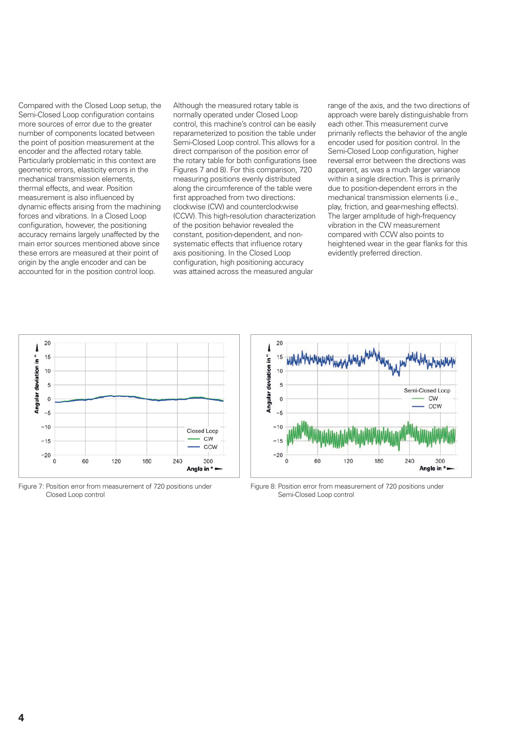Compared with the Closed Loop setup, the Semi-Closed Loop configuration contains more sources of error due to the greater number of components located between the point of position measurement at the encoder and the affected rotary table. Particularly problematic in this context are geometric errors, elasticity errors in the mechanical transmission elements, thermal effects, and wear. Position measurement is also influenced by dynamic effects arising from the machining forces and vibrations. In a Closed Loop configuration, however, the positioning accuracy remains largely unaffected by the main error sources mentioned above since these errors are measured at their point of origin by the angle encoder and can be accounted for in the position control loop.

Although the measured rotary table is normally operated under Closed Loop control, this machine's control can be easily reparameterized to position the table under Semi-Closed Loop control. This allows for a direct comparison of the position error of the rotary table for both configurations (see Figures 7 and 8). For this comparison, 720 measuring positions evenly distributed along the circumference of the table were first approached from two directions: clockwise (CW) and counterclockwise (CCW). This high-resolution characterization of the position behavior revealed the constant, position-dependent, and non-systematic effects that influence rotary axis positioning. In the Closed Loop configuration, high positioning accuracy was attained across the measured angular range of the axis, and the two directions of approach were barely distinguishable from each other. This measurement curve primarily reflects the behavior of the angle encoder used for position control. In the Semi-Closed Loop configuration, higher reversal error between the directions was apparent, as was a much larger variance within a single direction. This is primarily due to position-dependent errors in the mechanical transmission elements (i.e., play, friction, and gear-meshing effects). The larger amplitude of high-frequency vibration in the CW measurement compared with CCW also points to heightened wear in the gear flanks for this evidently preferred direction.

Figure 7: Position error from measurement of 720 positions under Closed Loop control

Figure 8: Position error from measurement of 720 positions under Semi-Closed Loop control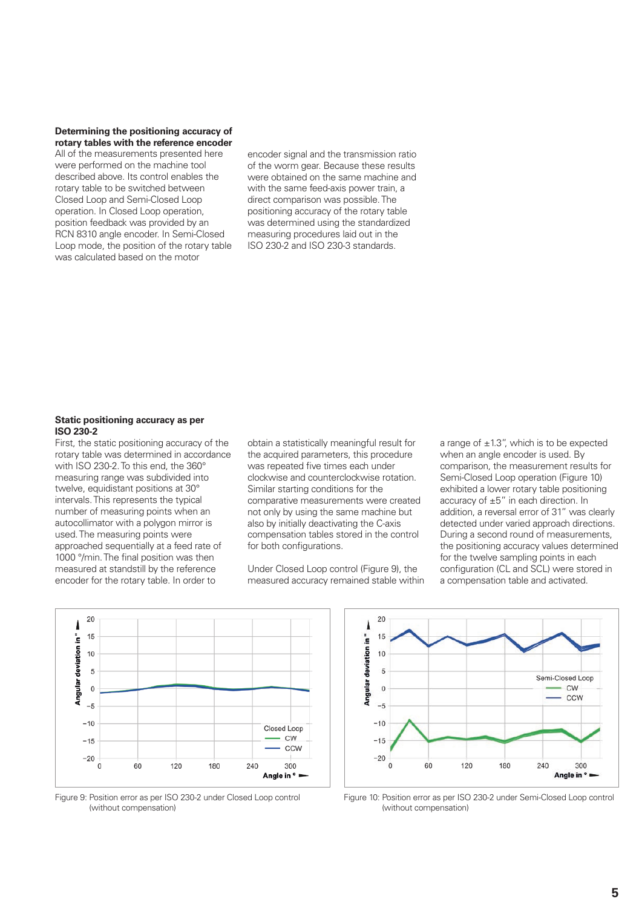### Determining the positioning accuracy of rotary tables with the reference encoder

All of the measurements presented here were performed on the machine tool described above. Its control enables the rotary table to be switched between Closed Loop and Semi-Closed Loop operation. In Closed Loop operation, position feedback was provided by an RCN 8310 angle encoder. In Semi-Closed Loop mode, the position of the rotary table was calculated based on the motor encoder signal and the transmission ratio of the worm gear. Because these results were obtained on the same machine and with the same feed-axis power train, a direct comparison was possible. The positioning accuracy of the rotary table was determined using the standardized measuring procedures laid out in the ISO 230-2 and ISO 230-3 standards.

### Static positioning accuracy as per ISO 230-2

First, the static positioning accuracy of the rotary table was determined in accordance with ISO 230-2. To this end, the 360° measuring range was subdivided into twelve, equidistant positions at 30° intervals. This represents the typical number of measuring points when an autocollimator with a polygon mirror is used. The measuring points were approached sequentially at a feed rate of 1000 °/min. The final position was then measured at standstill by the reference encoder for the rotary table. In order to obtain a statistically meaningful result for the acquired parameters, this procedure was repeated five times each under clockwise and counterclockwise rotation. Similar starting conditions for the comparative measurements were created not only by using the same machine but also by initially deactivating the C-axis compensation tables stored in the control for both configurations.

Under Closed Loop control (Figure 9), the measured accuracy remained stable within a range of ±1.3", which is to be expected when an angle encoder is used. By comparison, the measurement results for Semi-Closed Loop operation (Figure 10) exhibited a lower rotary table positioning accuracy of ±5" in each direction. In addition, a reversal error of 31" was clearly detected under varied approach directions. During a second round of measurements, the positioning accuracy values determined for the twelve sampling points in each configuration (CL and SCL) were stored in a compensation table and activated.

Figure 9: Position error as per ISO 230-2 under Closed Loop control (without compensation)

Figure 10: Position error as per ISO 230-2 under Semi-Closed Loop control (without compensation)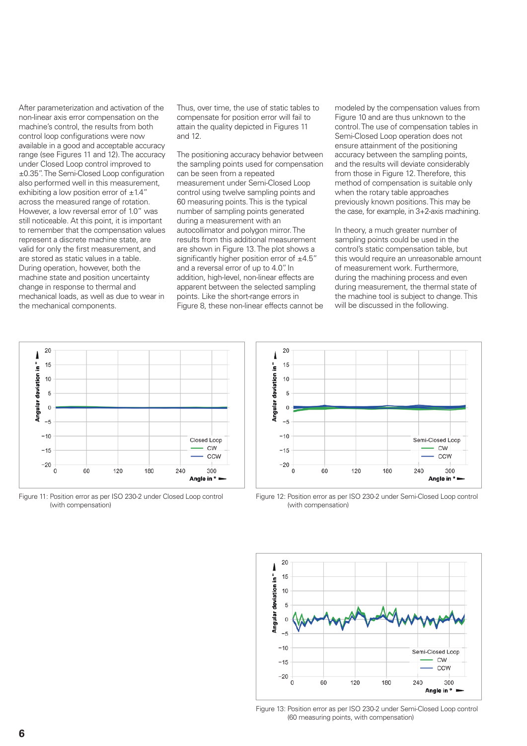After parameterization and activation of the non-linear axis error compensation on the machine's control, the results from both control loop configurations were now available in a good and acceptable accuracy range (see Figures 11 and 12). The accuracy under Closed Loop control improved to ±0.35". The Semi-Closed Loop configuration also performed well in this measurement, exhibiting a low position error of ±1.4" across the measured range of rotation. However, a low reversal error of 1.0" was still noticeable. At this point, it is important to remember that the compensation values represent a discrete machine state, are valid for only the first measurement, and are stored as static values in a table. During operation, however, both the machine state and position uncertainty change in response to thermal and mechanical loads, as well as due to wear in the mechanical components.

Thus, over time, the use of static tables to compensate for position error will fail to attain the quality depicted in Figures 11 and 12.

The positioning accuracy behavior between the sampling points used for compensation can be seen from a repeated measurement under Semi-Closed Loop control using twelve sampling points and 60 measuring points. This is the typical number of sampling points generated during a measurement with an autocollimator and polygon mirror. The results from this additional measurement are shown in Figure 13. The plot shows a significantly higher position error of ±4.5" and a reversal error of up to 4.0". In addition, high-level, non-linear effects are apparent between the selected sampling points. Like the short-range errors in Figure 8, these non-linear effects cannot be modeled by the compensation values from Figure 10 and are thus unknown to the control. The use of compensation tables in Semi-Closed Loop operation does not ensure attainment of the positioning accuracy between the sampling points, and the results will deviate considerably from those in Figure 12. Therefore, this method of compensation is suitable only when the rotary table approaches previously known positions. This may be the case, for example, in 3+2-axis machining.

In theory, a much greater number of sampling points could be used in the control's static compensation table, but this would require an unreasonable amount of measurement work. Furthermore, during the machining process and even during measurement, the thermal state of the machine tool is subject to change. This will be discussed in the following.

Figure 11: Position error as per ISO 230-2 under Closed Loop control (with compensation)

Figure 12: Position error as per ISO 230-2 under Semi-Closed Loop control (with compensation)

Figure 13: Position error as per ISO 230-2 under Semi-Closed Loop control (60 measuring points, with compensation)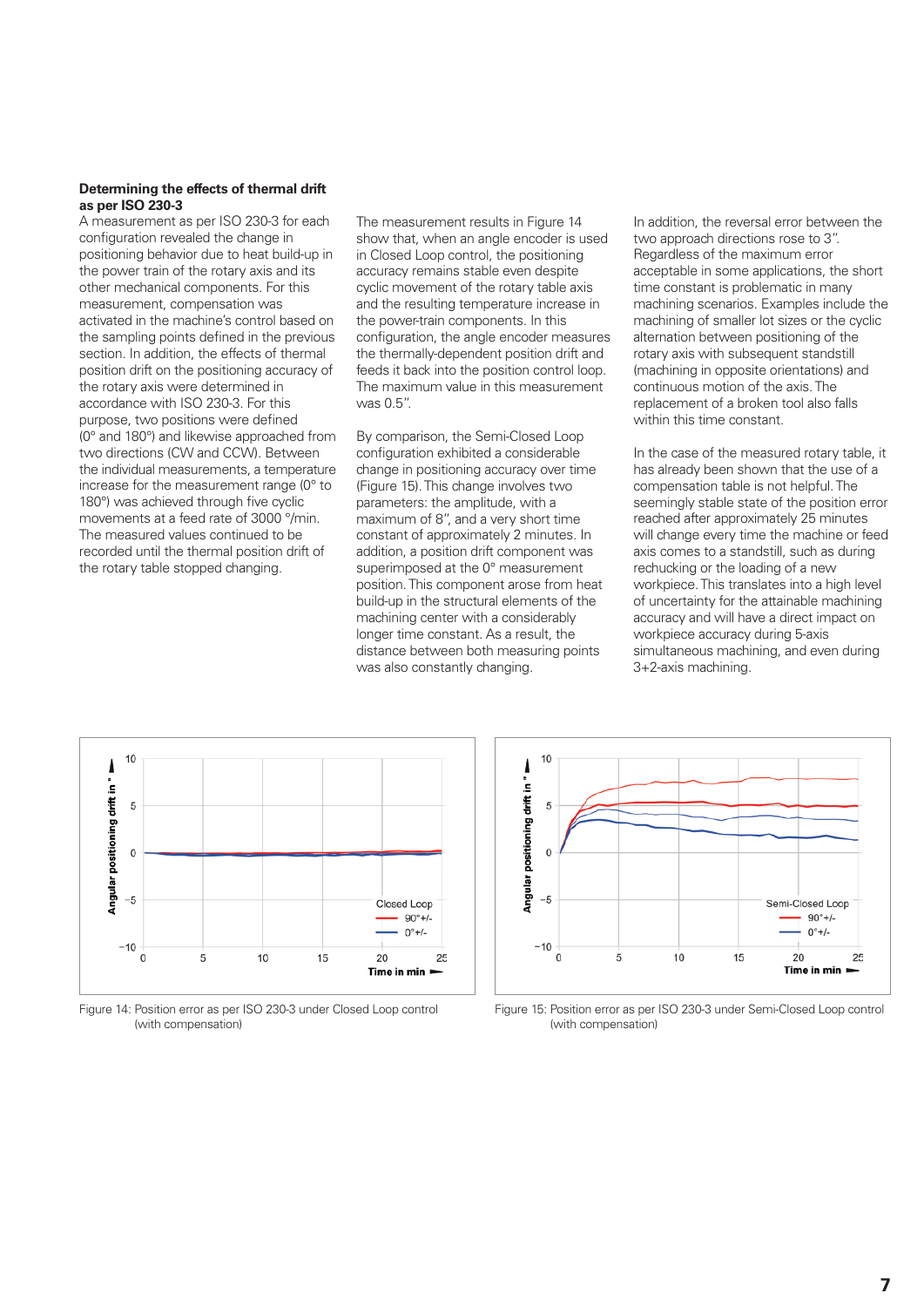**Determining the effects of thermal drift as per ISO 230-3**

A measurement as per ISO 230-3 for each configuration revealed the change in positioning behavior due to heat build-up in the power train of the rotary axis and its other mechanical components. For this measurement, compensation was activated in the machine's control based on the sampling points defined in the previous section. In addition, the effects of thermal position drift on the positioning accuracy of the rotary axis were determined in accordance with ISO 230-3. For this purpose, two positions were defined (0° and 180°) and likewise approached from two directions (CW and CCW). Between the individual measurements, a temperature increase for the measurement range (0° to 180°) was achieved through five cyclic movements at a feed rate of 3000 °/min. The measured values continued to be recorded until the thermal position drift of the rotary table stopped changing.

The measurement results in Figure 14 show that, when an angle encoder is used in Closed Loop control, the positioning accuracy remains stable even despite cyclic movement of the rotary table axis and the resulting temperature increase in the power-train components. In this configuration, the angle encoder measures the thermally-dependent position drift and feeds it back into the position control loop. The maximum value in this measurement was 0.5".

By comparison, the Semi-Closed Loop configuration exhibited a considerable change in positioning accuracy over time (Figure 15). This change involves two parameters: the amplitude, with a maximum of 8", and a very short time constant of approximately 2 minutes. In addition, a position drift component was superimposed at the 0° measurement position. This component arose from heat build-up in the structural elements of the machining center with a considerably longer time constant. As a result, the distance between both measuring points was also constantly changing.

In addition, the reversal error between the two approach directions rose to 3". Regardless of the maximum error acceptable in some applications, the short time constant is problematic in many machining scenarios. Examples include the machining of smaller lot sizes or the cyclic alternation between positioning of the rotary axis with subsequent standstill (machining in opposite orientations) and continuous motion of the axis. The replacement of a broken tool also falls within this time constant.

In the case of the measured rotary table, it has already been shown that the use of a compensation table is not helpful. The seemingly stable state of the position error reached after approximately 25 minutes will change every time the machine or feed axis comes to a standstill, such as during rechucking or the loading of a new workpiece. This translates into a high level of uncertainty for the attainable machining accuracy and will have a direct impact on workpiece accuracy during 5-axis simultaneous machining, and even during 3+2-axis machining.

Figure 14: Position error as per ISO 230-3 under Closed Loop control (with compensation)

Figure 15: Position error as per ISO 230-3 under Semi-Closed Loop control (with compensation)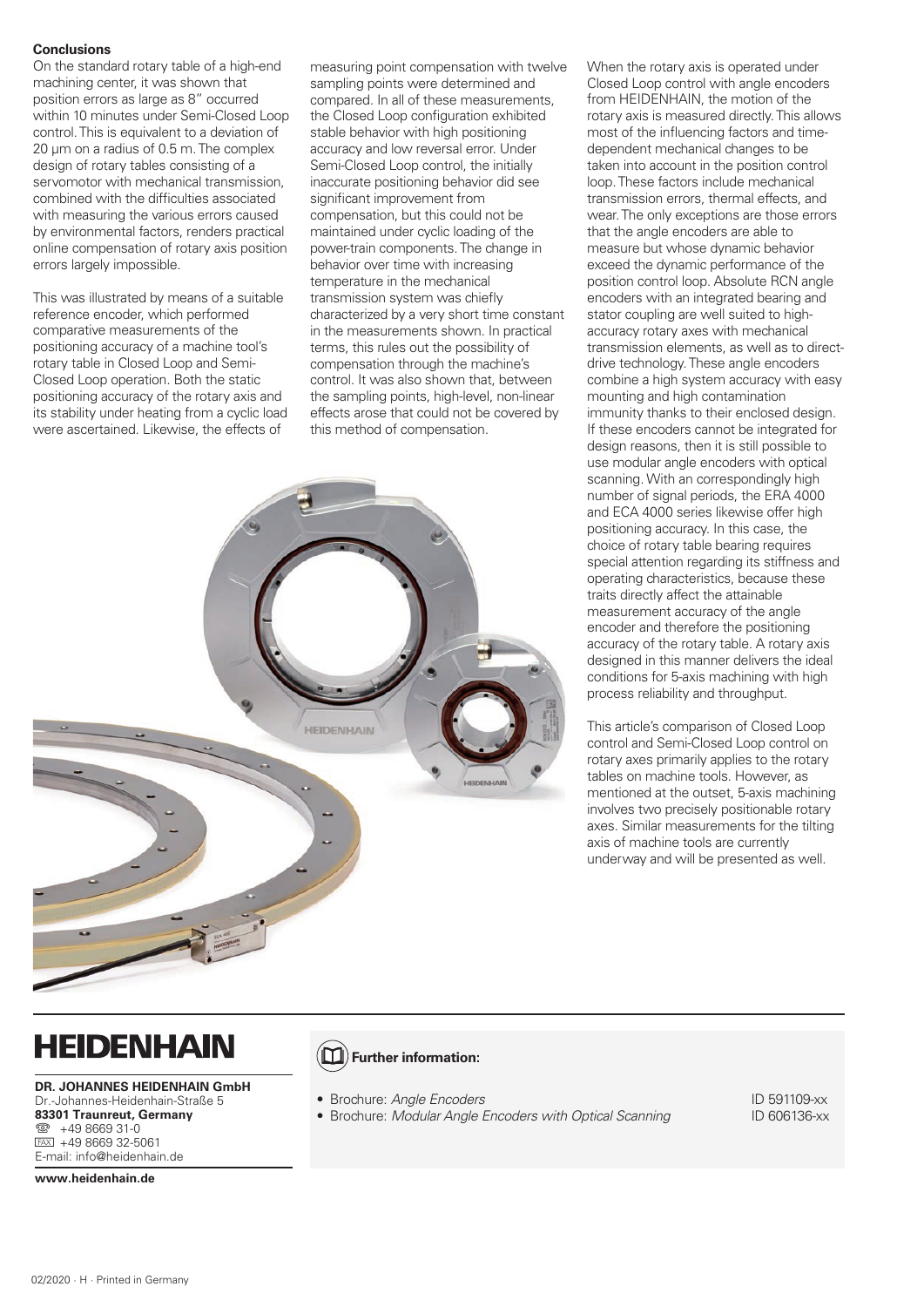**Conclusions**

On the standard rotary table of a high-end machining center, it was shown that position errors as large as 8" occurred within 10 minutes under Semi-Closed Loop control. This is equivalent to a deviation of 20 µm on a radius of 0.5 m. The complex design of rotary tables consisting of a servomotor with mechanical transmission, combined with the difficulties associated with measuring the various errors caused by environmental factors, renders practical online compensation of rotary axis position errors largely impossible.

This was illustrated by means of a suitable reference encoder, which performed comparative measurements of the positioning accuracy of a machine tool's rotary table in Closed Loop and Semi-Closed Loop operation. Both the static positioning accuracy of the rotary axis and its stability under heating from a cyclic load were ascertained. Likewise, the effects of measuring point compensation with twelve sampling points were determined and compared. In all of these measurements, the Closed Loop configuration exhibited stable behavior with high positioning accuracy and low reversal error. Under Semi-Closed Loop control, the initially inaccurate positioning behavior did see significant improvement from compensation, but this could not be maintained under cyclic loading of the power-train components. The change in behavior over time with increasing temperature in the mechanical transmission system was chiefly characterized by a very short time constant in the measurements shown. In practical terms, this rules out the possibility of compensation through the machine's control. It was also shown that, between the sampling points, high-level, non-linear effects arose that could not be covered by this method of compensation.

When the rotary axis is operated under Closed Loop control with angle encoders from HEIDENHAIN, the motion of the rotary axis is measured directly. This allows most of the influencing factors and time-dependent mechanical changes to be taken into account in the position control loop. These factors include mechanical transmission errors, thermal effects, and wear. The only exceptions are those errors that the angle encoders are able to measure but whose dynamic behavior exceed the dynamic performance of the position control loop. Absolute RCN angle encoders with an integrated bearing and stator coupling are well suited to high-accuracy rotary axes with mechanical transmission elements, as well as to direct-drive technology. These angle encoders combine a high system accuracy with easy mounting and high contamination immunity thanks to their enclosed design. If these encoders cannot be integrated for design reasons, then it is still possible to use modular angle encoders with optical scanning. With an correspondingly high number of signal periods, the ERA 4000 and ECA 4000 series likewise offer high positioning accuracy. In this case, the choice of rotary table bearing requires special attention regarding its stiffness and operating characteristics, because these traits directly affect the attainable measurement accuracy of the angle encoder and therefore the positioning accuracy of the rotary table. A rotary axis designed in this manner delivers the ideal conditions for 5-axis machining with high process reliability and throughput.

This article's comparison of Closed Loop control and Semi-Closed Loop control on rotary axes primarily applies to the rotary tables on machine tools. However, as mentioned at the outset, 5-axis machining involves two precisely positionable rotary axes. Similar measurements for the tilting axis of machine tools are currently underway and will be presented as well.

**HEIDENHAIN**

**DR. JOHANNES HEIDENHAIN GmbH**
Dr.-Johannes-Heidenhain-Straße 5
**83301 Traunreut, Germany**
☎ +49 8669 31-0
FAX +49 8669 32-5061
E-mail: info@heidenhain.de

**www.heidenhain.de**

**Further information:**

- Brochure: *Angle Encoders* ID 591109-xx
- Brochure: *Modular Angle Encoders with Optical Scanning* ID 606136-xx

02/2020 · H · Printed in Germany